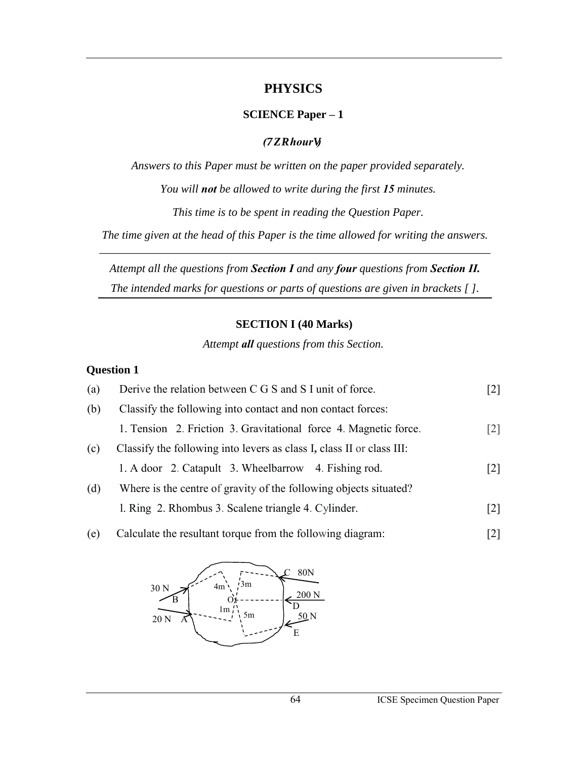# PHYSICS

## SCIENCE Paper – 1

***(Two hours)***

*Answers to this Paper must be written on the paper provided separately.*

*You will **not** be allowed to write during the first **15** minutes.*

*This time is to be spent in reading the Question Paper.*

*The time given at the head of this Paper is the time allowed for writing the answers.*

---

*Attempt all the questions from **Section I** and any **four** questions from **Section II.***

*The intended marks for questions or parts of questions are given in brackets [ ].*

---

### SECTION I (40 Marks)

*Attempt **all** questions from this Section.*

**Question 1**

(a) Derive the relation between C G S and S I unit of force. [2]

(b) Classify the following into contact and non contact forces:

1. Tension 2. Friction 3. Gravitational force 4. Magnetic force. [2]

(c) Classify the following into levers as class I, class II or class III:

1. A door 2. Catapult 3. Wheelbarrow 4. Fishing rod. [2]

(d) Where is the centre of gravity of the following objects situated?

1. Ring 2. Rhombus 3. Scalene triangle 4. Cylinder. [2]

(e) Calculate the resultant torque from the following diagram: [2]

30 N, B, 4m, 3m, C, 80N, O, 200 N, D, 1m, 5m, 20 N, A, 50 N, E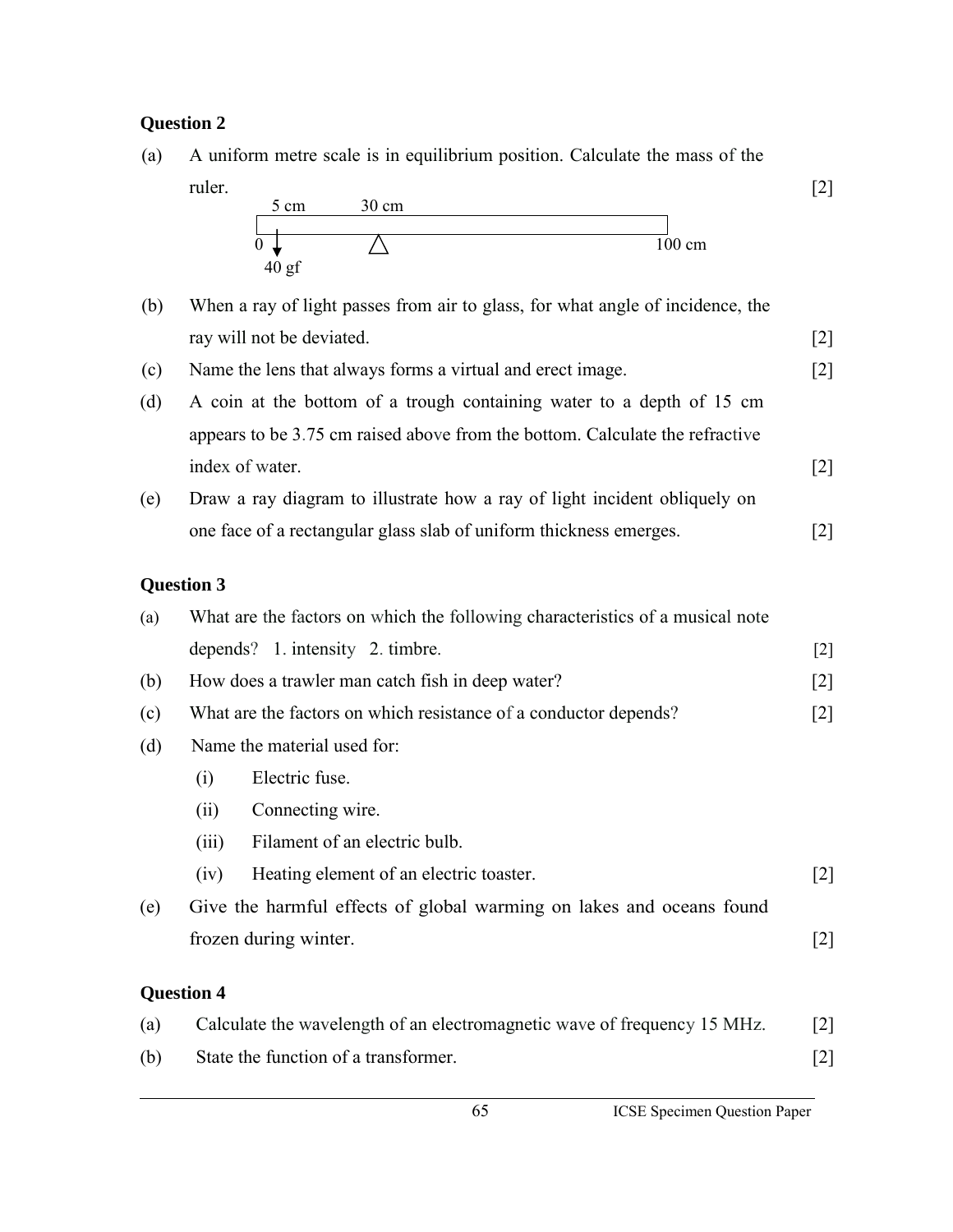## Question 2

(a) A uniform metre scale is in equilibrium position. Calculate the mass of the ruler. [2]

5 cm 30 cm

0 100 cm

40 gf

(b) When a ray of light passes from air to glass, for what angle of incidence, the ray will not be deviated. [2]

(c) Name the lens that always forms a virtual and erect image. [2]

(d) A coin at the bottom of a trough containing water to a depth of 15 cm appears to be 3.75 cm raised above from the bottom. Calculate the refractive index of water. [2]

(e) Draw a ray diagram to illustrate how a ray of light incident obliquely on one face of a rectangular glass slab of uniform thickness emerges. [2]

## Question 3

(a) What are the factors on which the following characteristics of a musical note depends? 1. intensity 2. timbre. [2]

(b) How does a trawler man catch fish in deep water? [2]

(c) What are the factors on which resistance of a conductor depends? [2]

(d) Name the material used for:

- (i) Electric fuse.
- (ii) Connecting wire.
- (iii) Filament of an electric bulb.
- (iv) Heating element of an electric toaster. [2]

(e) Give the harmful effects of global warming on lakes and oceans found frozen during winter. [2]

## Question 4

(a) Calculate the wavelength of an electromagnetic wave of frequency 15 MHz. [2]

(b) State the function of a transformer. [2]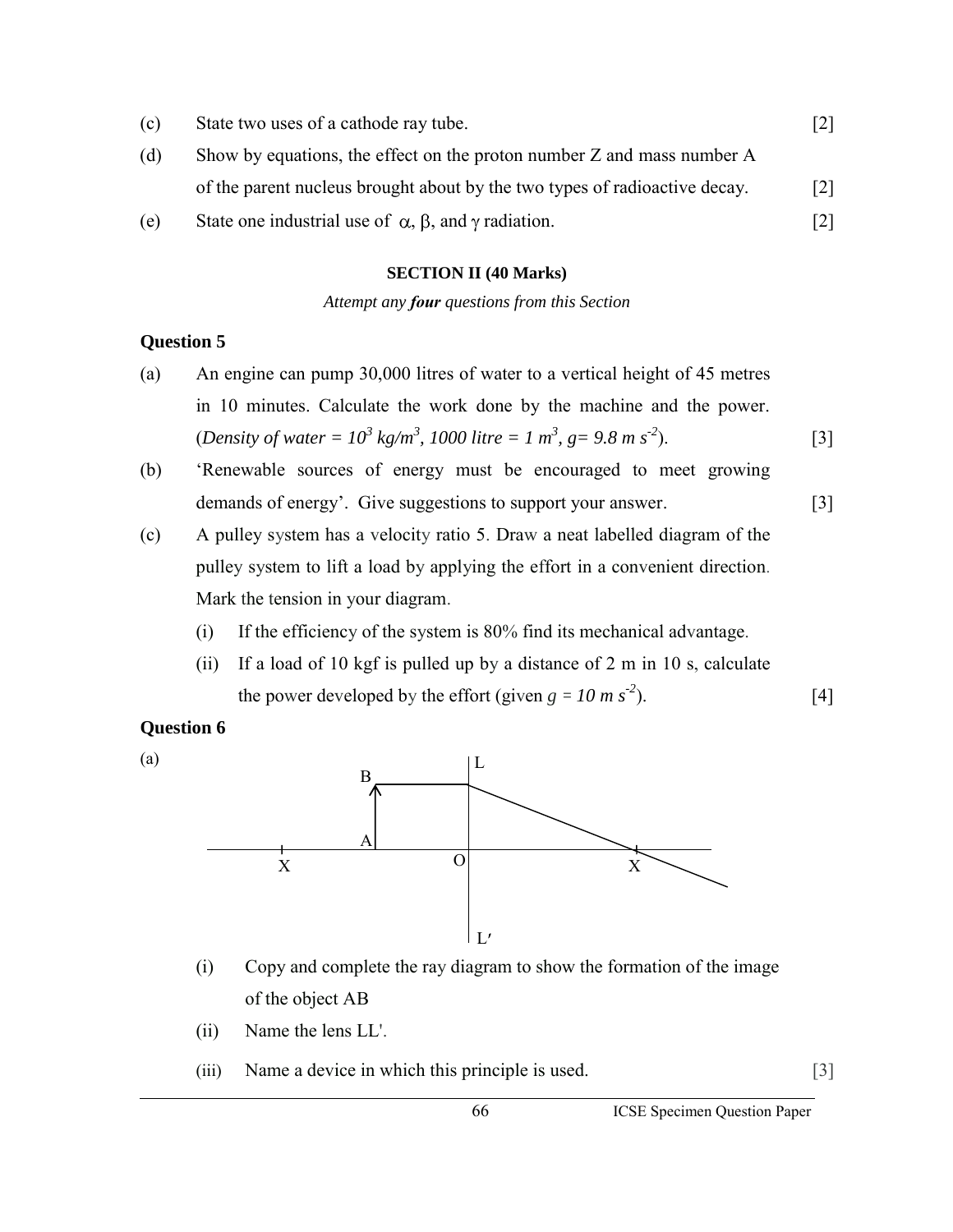(c) State two uses of a cathode ray tube. [2]

(d) Show by equations, the effect on the proton number Z and mass number A of the parent nucleus brought about by the two types of radioactive decay. [2]

(e) State one industrial use of $\alpha$, $\beta$, and $\gamma$ radiation. [2]

**SECTION II (40 Marks)**

*Attempt any* ***four*** *questions from this Section*

### Question 5

(a) An engine can pump 30,000 litres of water to a vertical height of 45 metres in 10 minutes. Calculate the work done by the machine and the power. (*Density of water = $10^3$ kg/m$^3$, 1000 litre = 1 m$^3$, g= 9.8 m s$^{-2}$*). [3]

(b) 'Renewable sources of energy must be encouraged to meet growing demands of energy'. Give suggestions to support your answer. [3]

(c) A pulley system has a velocity ratio 5. Draw a neat labelled diagram of the pulley system to lift a load by applying the effort in a convenient direction. Mark the tension in your diagram.

  (i) If the efficiency of the system is 80% find its mechanical advantage.

  (ii) If a load of 10 kgf is pulled up by a distance of 2 m in 10 s, calculate the power developed by the effort (given $g = 10$ m s$^{-2}$). [4]

### Question 6

(a)

  (i) Copy and complete the ray diagram to show the formation of the image of the object AB

  (ii) Name the lens LL'.

  (iii) Name a device in which this principle is used. [3]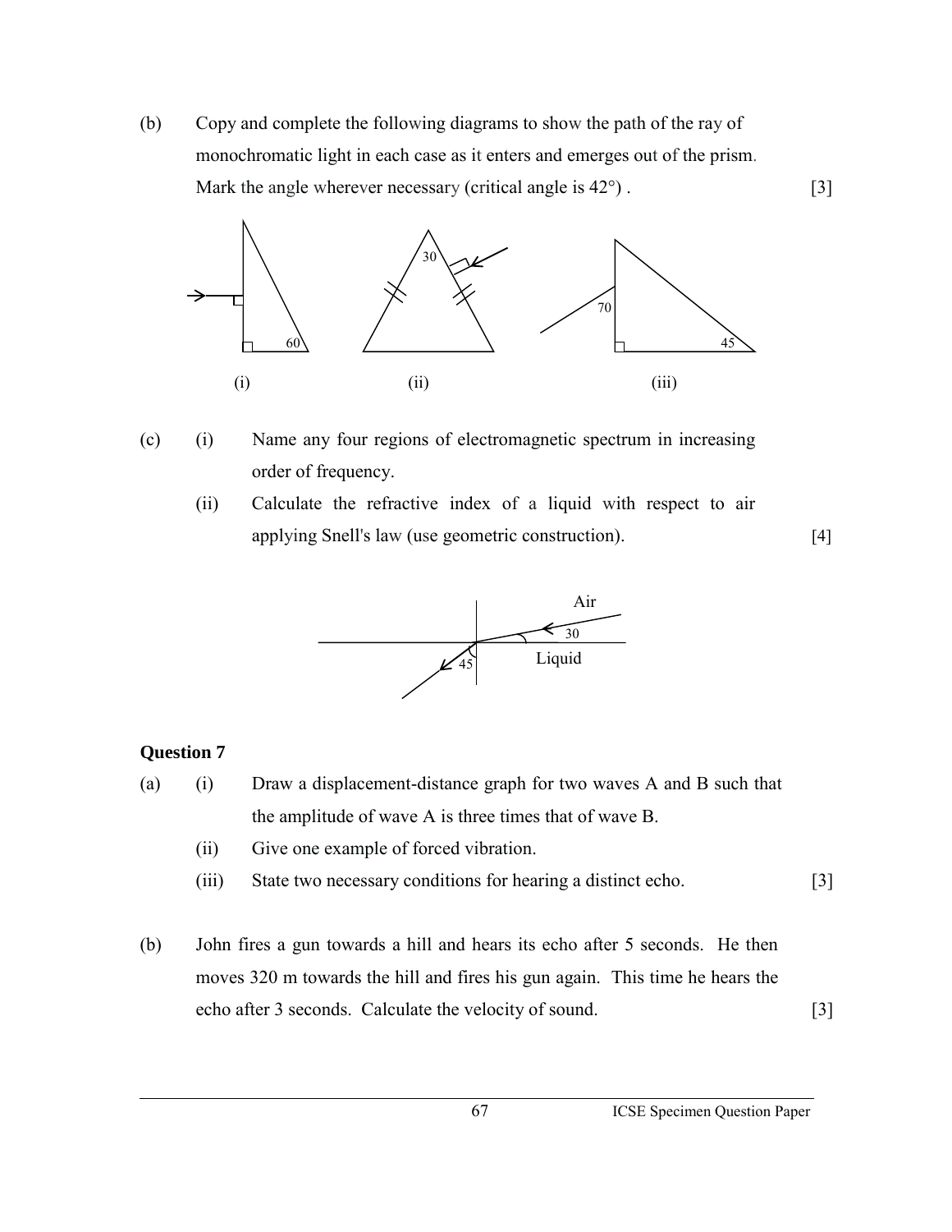(b) Copy and complete the following diagrams to show the path of the ray of monochromatic light in each case as it enters and emerges out of the prism. Mark the angle wherever necessary (critical angle is 42°) . [3]

(i) (ii) (iii)

(c) (i) Name any four regions of electromagnetic spectrum in increasing order of frequency.

(ii) Calculate the refractive index of a liquid with respect to air applying Snell's law (use geometric construction). [4]

### Question 7

(a) (i) Draw a displacement-distance graph for two waves A and B such that the amplitude of wave A is three times that of wave B.

(ii) Give one example of forced vibration.

(iii) State two necessary conditions for hearing a distinct echo. [3]

(b) John fires a gun towards a hill and hears its echo after 5 seconds. He then moves 320 m towards the hill and fires his gun again. This time he hears the echo after 3 seconds. Calculate the velocity of sound. [3]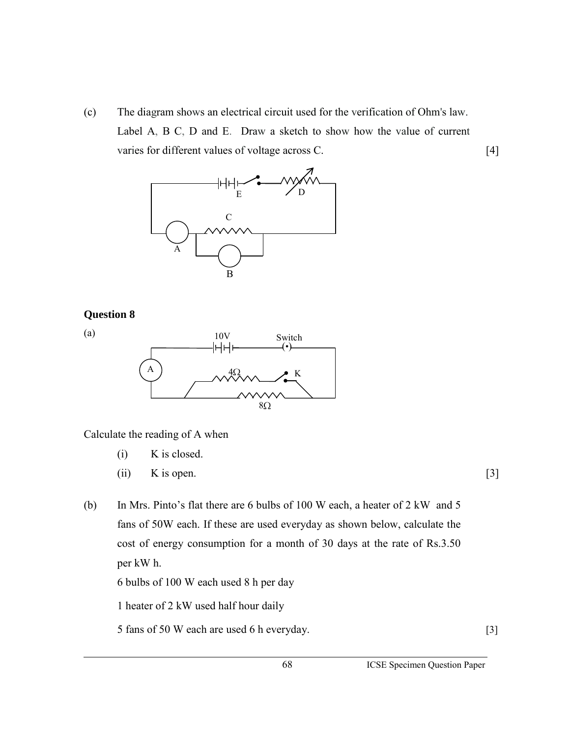(c) The diagram shows an electrical circuit used for the verification of Ohm's law. Label A, B C, D and E. Draw a sketch to show how the value of current varies for different values of voltage across C. [4]

### Question 8

(a)

Calculate the reading of A when

(i) K is closed.

(ii) K is open. [3]

(b) In Mrs. Pinto's flat there are 6 bulbs of 100 W each, a heater of 2 kW and 5 fans of 50W each. If these are used everyday as shown below, calculate the cost of energy consumption for a month of 30 days at the rate of Rs.3.50 per kW h.

6 bulbs of 100 W each used 8 h per day

1 heater of 2 kW used half hour daily

5 fans of 50 W each are used 6 h everyday. [3]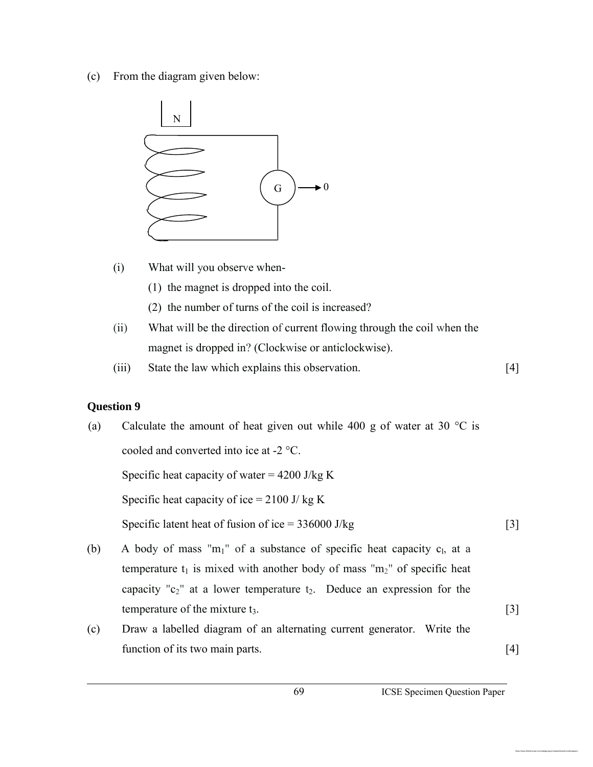(c) From the diagram given below:

(i) What will you observe when-

(1) the magnet is dropped into the coil.

(2) the number of turns of the coil is increased?

(ii) What will be the direction of current flowing through the coil when the magnet is dropped in? (Clockwise or anticlockwise).

(iii) State the law which explains this observation. [4]

**Question 9**

(a) Calculate the amount of heat given out while 400 g of water at 30 °C is cooled and converted into ice at -2 °C.

Specific heat capacity of water = 4200 J/kg K

Specific heat capacity of ice = 2100 J/ kg K

Specific latent heat of fusion of ice = 336000 J/kg [3]

(b) A body of mass "$m_1$" of a substance of specific heat capacity $c_1$, at a temperature $t_1$ is mixed with another body of mass "$m_2$" of specific heat capacity "$c_2$" at a lower temperature $t_2$. Deduce an expression for the temperature of the mixture $t_3$. [3]

(c) Draw a labelled diagram of an alternating current generator. Write the function of its two main parts. [4]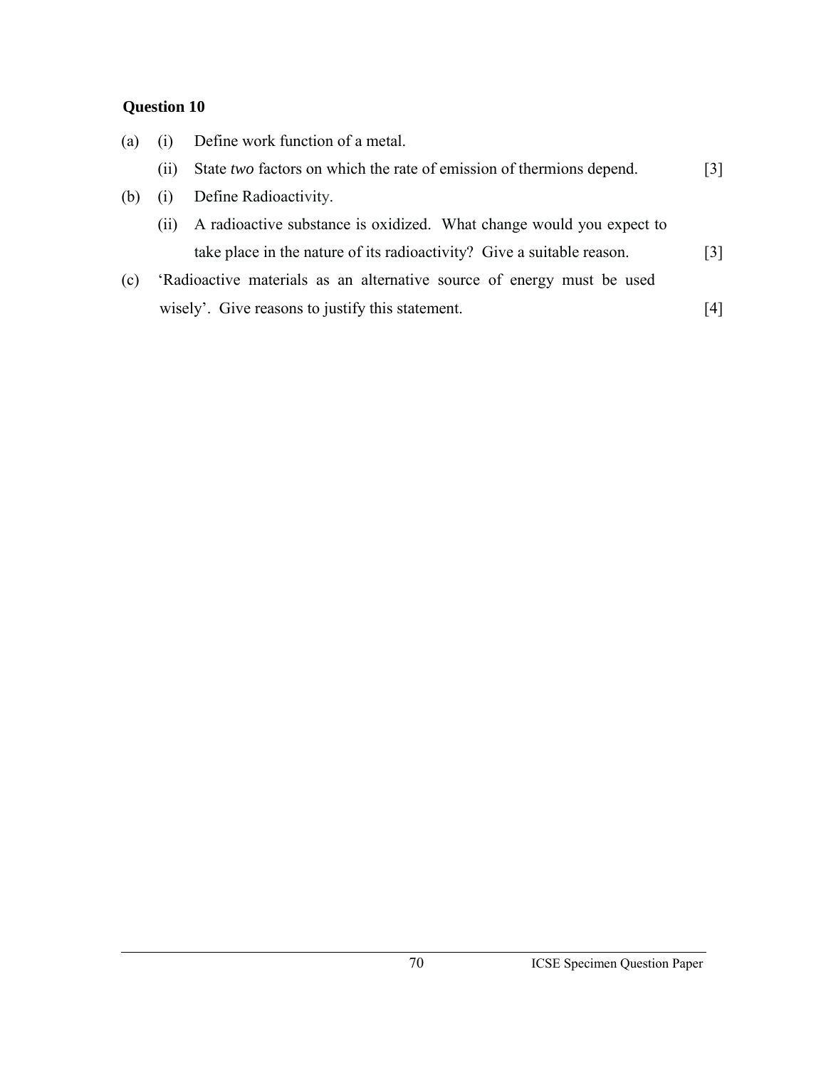**Question 10**

(a) (i) Define work function of a metal.

(ii) State *two* factors on which the rate of emission of thermions depend. [3]

(b) (i) Define Radioactivity.

(ii) A radioactive substance is oxidized. What change would you expect to take place in the nature of its radioactivity? Give a suitable reason. [3]

(c) 'Radioactive materials as an alternative source of energy must be used wisely'. Give reasons to justify this statement. [4]